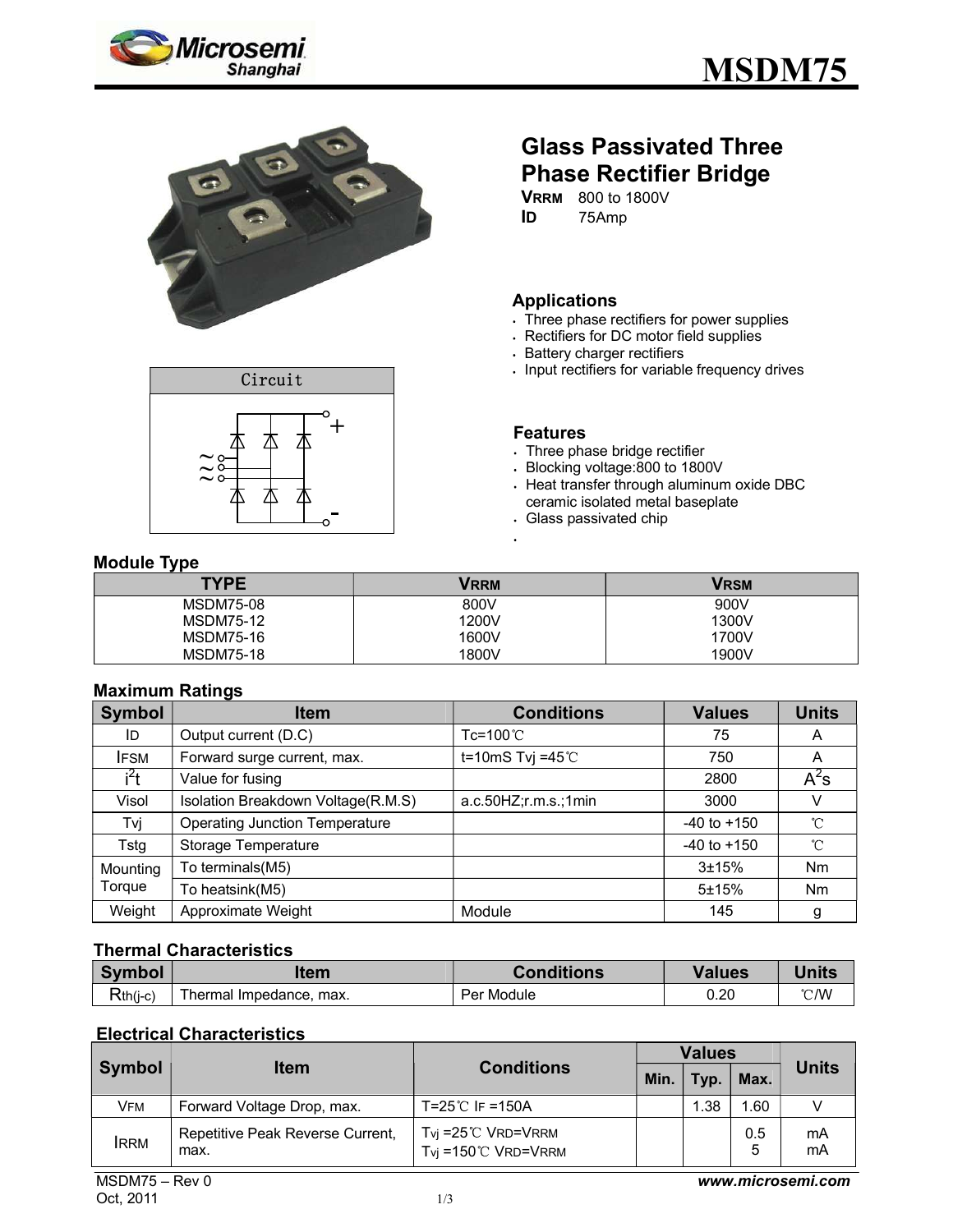# MSDM75

## Glass Passivated Three Phase Rectifier Bridge

**$V_{RRM}$** 800 to 1800V
**$I_D$** 75Amp

Circuit

### Applications

- Three phase rectifiers for power supplies
- Rectifiers for DC motor field supplies
- Battery charger rectifiers
- Input rectifiers for variable frequency drives

### Features

- Three phase bridge rectifier
- Blocking voltage:800 to 1800V
- Heat transfer through aluminum oxide DBC ceramic isolated metal baseplate
- Glass passivated chip

### Module Type

| TYPE | $V_{RRM}$ | $V_{RSM}$ |
|---|---|---|
| MSDM75-08 | 800V | 900V |
| MSDM75-12 | 1200V | 1300V |
| MSDM75-16 | 1600V | 1700V |
| MSDM75-18 | 1800V | 1900V |

### Maximum Ratings

| Symbol | Item | Conditions | Values | Units |
|---|---|---|---|---|
| $I_D$ | Output current (D.C) | Tc=100℃ | 75 | A |
| $I_{FSM}$ | Forward surge current, max. | t=10mS Tvj =45℃ | 750 | A |
| $i^2t$ | Value for fusing | | 2800 | $A^2s$ |
| Visol | Isolation Breakdown Voltage(R.M.S) | a.c.50HZ;r.m.s.;1min | 3000 | V |
| Tvj | Operating Junction Temperature | | -40 to +150 | ℃ |
| Tstg | Storage Temperature | | -40 to +150 | ℃ |
| Mounting Torque | To terminals(M5) | | 3±15% | Nm |
| | To heatsink(M5) | | 5±15% | Nm |
| Weight | Approximate Weight | Module | 145 | g |

### Thermal Characteristics

| Symbol | Item | Conditions | Values | Units |
|---|---|---|---|---|
| $R_{th(j-c)}$ | Thermal Impedance, max. | Per Module | 0.20 | ℃/W |

### Electrical Characteristics

| Symbol | Item | Conditions | Values | | | Units |
|---|---|---|---|---|---|---|
| | | | Min. | Typ. | Max. | |
| $V_{FM}$ | Forward Voltage Drop, max. | T=25℃ $I_F$ =150A | | 1.38 | 1.60 | V |
| $I_{RRM}$ | Repetitive Peak Reverse Current, max. | $T_{vj}$ =25℃ $V_{RD}$=$V_{RRM}$<br>$T_{vj}$ =150℃ $V_{RD}$=$V_{RRM}$ | | | 0.5<br>5 | mA<br>mA |

MSDM75 – Rev 0
Oct, 2011

***www.microsemi.com***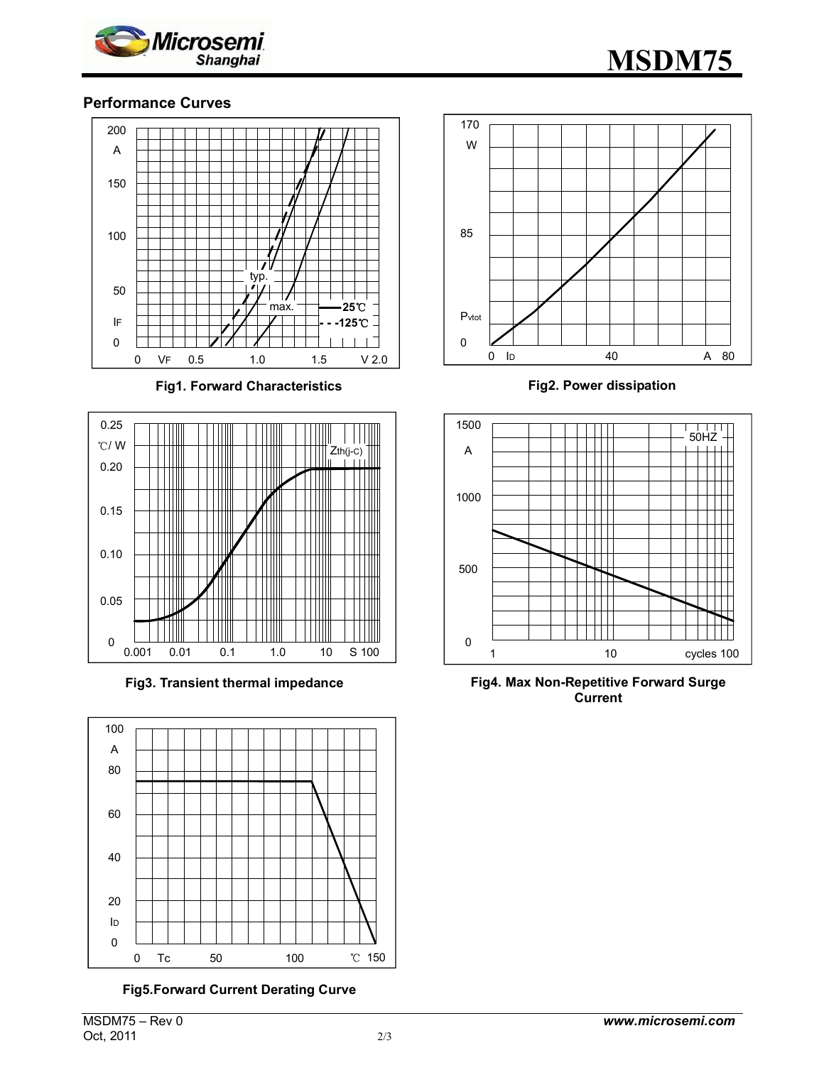## Performance Curves

**Fig1. Forward Characteristics**

**Fig2. Power dissipation**

**Fig3. Transient thermal impedance**

**Fig4. Max Non-Repetitive Forward Surge Current**

**Fig5.Forward Current Derating Curve**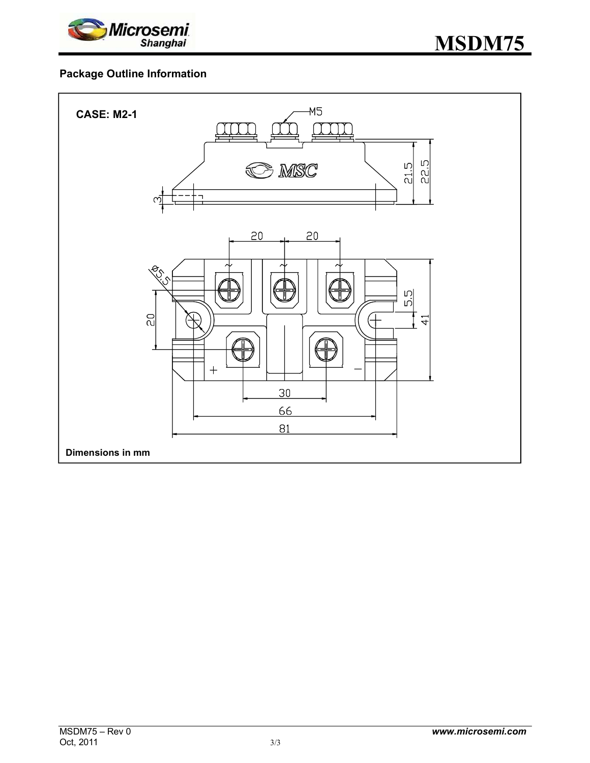## Package Outline Information

CASE: M2-1

M5

MSC

21.5

22.5

3

20

20

Ø5.5

20

5.5

41

~

~

~

+

−

30

66

81

Dimensions in mm